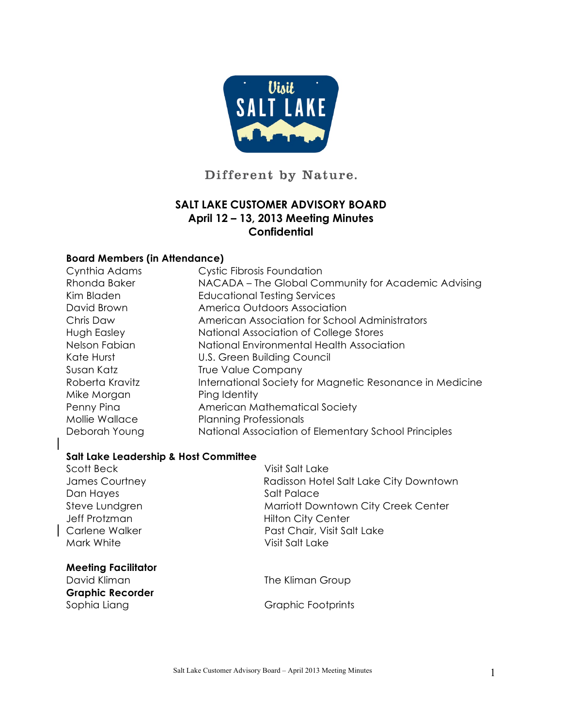Visit SALT LAKE

Different by Nature.

# SALT LAKE CUSTOMER ADVISORY BOARD
## April 12 – 13, 2013 Meeting Minutes
## Confidential

**Board Members (in Attendance)**

| | |
|---|---|
| Cynthia Adams | Cystic Fibrosis Foundation |
| Rhonda Baker | NACADA – The Global Community for Academic Advising |
| Kim Bladen | Educational Testing Services |
| David Brown | America Outdoors Association |
| Chris Daw | American Association for School Administrators |
| Hugh Easley | National Association of College Stores |
| Nelson Fabian | National Environmental Health Association |
| Kate Hurst | U.S. Green Building Council |
| Susan Katz | True Value Company |
| Roberta Kravitz | International Society for Magnetic Resonance in Medicine |
| Mike Morgan | Ping Identity |
| Penny Pina | American Mathematical Society |
| Mollie Wallace | Planning Professionals |
| Deborah Young | National Association of Elementary School Principles |

**Salt Lake Leadership & Host Committee**

| | |
|---|---|
| Scott Beck | Visit Salt Lake |
| James Courtney | Radisson Hotel Salt Lake City Downtown |
| Dan Hayes | Salt Palace |
| Steve Lundgren | Marriott Downtown City Creek Center |
| Jeff Protzman | Hilton City Center |
| Carlene Walker | Past Chair, Visit Salt Lake |
| Mark White | Visit Salt Lake |

**Meeting Facilitator**
David Kliman — The Kliman Group

**Graphic Recorder**
Sophia Liang — Graphic Footprints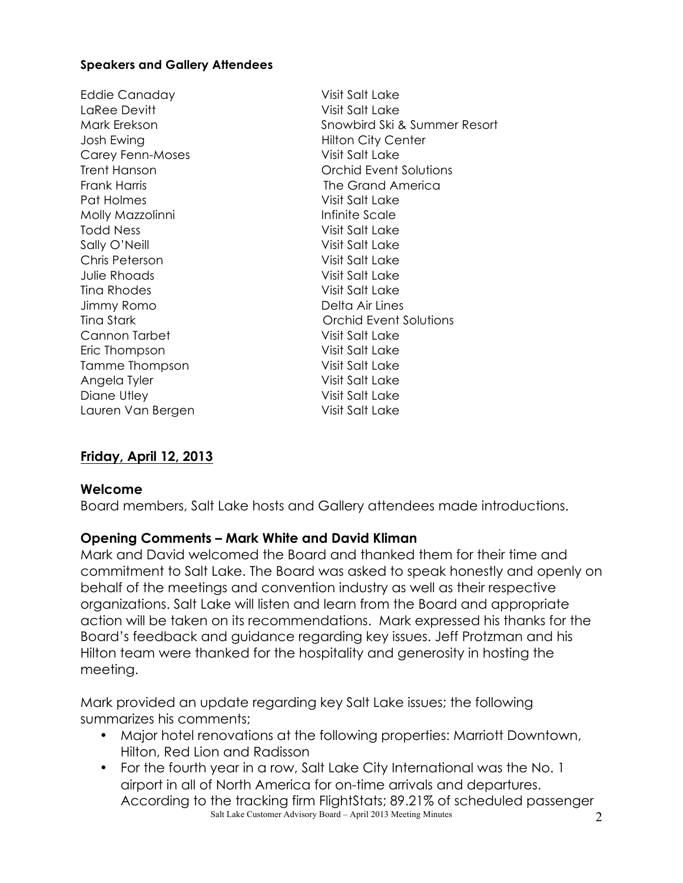#### Speakers and Gallery Attendees

| | |
|---|---|
| Eddie Canaday | Visit Salt Lake |
| LaRee Devitt | Visit Salt Lake |
| Mark Erekson | Snowbird Ski & Summer Resort |
| Josh Ewing | Hilton City Center |
| Carey Fenn-Moses | Visit Salt Lake |
| Trent Hanson | Orchid Event Solutions |
| Frank Harris | The Grand America |
| Pat Holmes | Visit Salt Lake |
| Molly Mazzolinni | Infinite Scale |
| Todd Ness | Visit Salt Lake |
| Sally O'Neill | Visit Salt Lake |
| Chris Peterson | Visit Salt Lake |
| Julie Rhoads | Visit Salt Lake |
| Tina Rhodes | Visit Salt Lake |
| Jimmy Romo | Delta Air Lines |
| Tina Stark | Orchid Event Solutions |
| Cannon Tarbet | Visit Salt Lake |
| Eric Thompson | Visit Salt Lake |
| Tamme Thompson | Visit Salt Lake |
| Angela Tyler | Visit Salt Lake |
| Diane Utley | Visit Salt Lake |
| Lauren Van Bergen | Visit Salt Lake |

## Friday, April 12, 2013

### Welcome

Board members, Salt Lake hosts and Gallery attendees made introductions.

### Opening Comments – Mark White and David Kliman

Mark and David welcomed the Board and thanked them for their time and commitment to Salt Lake. The Board was asked to speak honestly and openly on behalf of the meetings and convention industry as well as their respective organizations. Salt Lake will listen and learn from the Board and appropriate action will be taken on its recommendations. Mark expressed his thanks for the Board's feedback and guidance regarding key issues. Jeff Protzman and his Hilton team were thanked for the hospitality and generosity in hosting the meeting.

Mark provided an update regarding key Salt Lake issues; the following summarizes his comments;

- Major hotel renovations at the following properties: Marriott Downtown, Hilton, Red Lion and Radisson
- For the fourth year in a row, Salt Lake City International was the No. 1 airport in all of North America for on-time arrivals and departures. According to the tracking firm FlightStats; 89.21% of scheduled passenger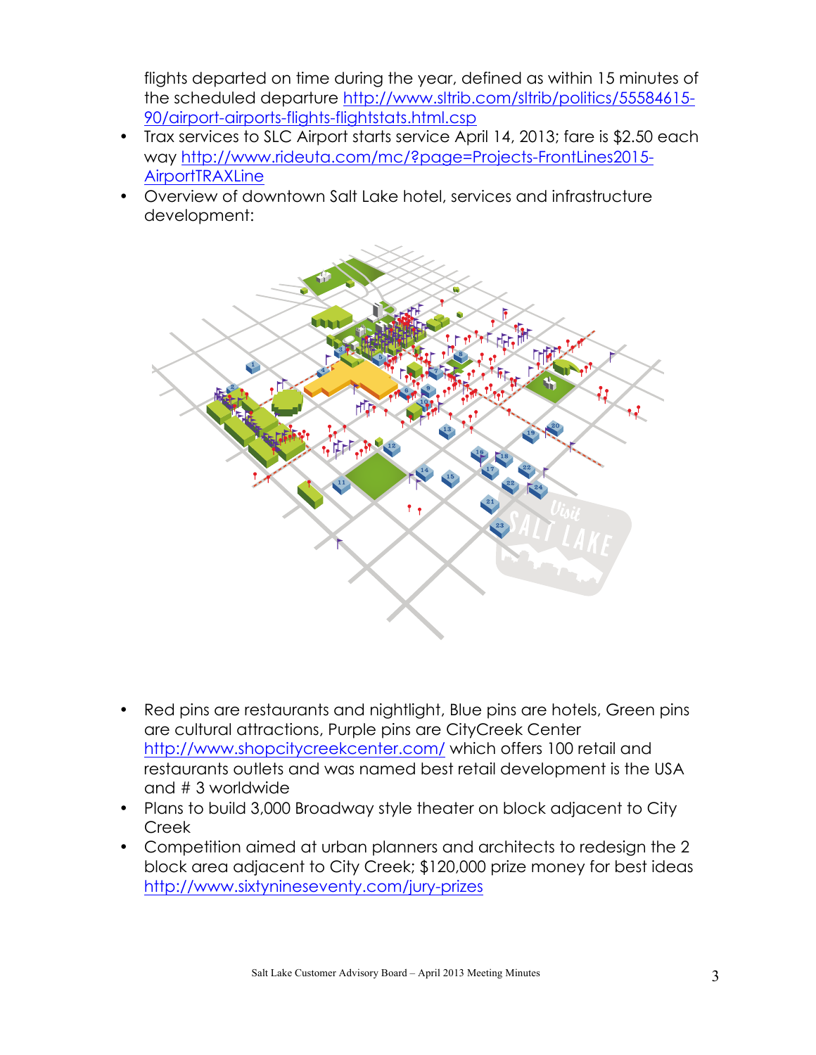flights departed on time during the year, defined as within 15 minutes of the scheduled departure http://www.sltrib.com/sltrib/politics/55584615-90/airport-airports-flights-flightstats.html.csp

- Trax services to SLC Airport starts service April 14, 2013; fare is $2.50 each way http://www.rideuta.com/mc/?page=Projects-FrontLines2015-AirportTRAXLine
- Overview of downtown Salt Lake hotel, services and infrastructure development:

- Red pins are restaurants and nightlight, Blue pins are hotels, Green pins are cultural attractions, Purple pins are CityCreek Center http://www.shopcitycreekcenter.com/ which offers 100 retail and restaurants outlets and was named best retail development is the USA and # 3 worldwide
- Plans to build 3,000 Broadway style theater on block adjacent to City Creek
- Competition aimed at urban planners and architects to redesign the 2 block area adjacent to City Creek; $120,000 prize money for best ideas http://www.sixtynineseventy.com/jury-prizes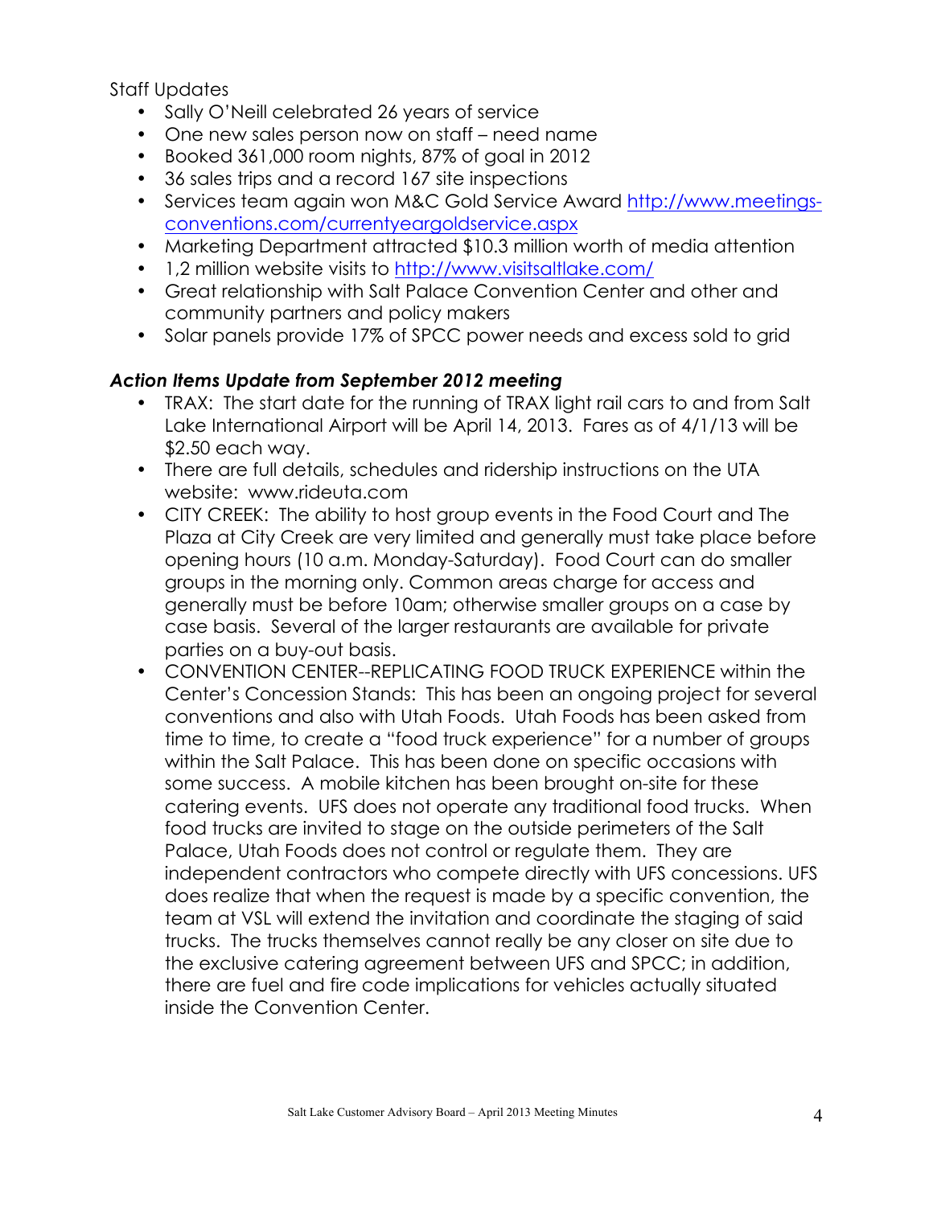Staff Updates

- Sally O'Neill celebrated 26 years of service
- One new sales person now on staff – need name
- Booked 361,000 room nights, 87% of goal in 2012
- 36 sales trips and a record 167 site inspections
- Services team again won M&C Gold Service Award [http://www.meetings-conventions.com/currentyeargoldservice.aspx](http://www.meetings-conventions.com/currentyeargoldservice.aspx)
- Marketing Department attracted $10.3 million worth of media attention
- 1,2 million website visits to [http://www.visitsaltlake.com/](http://www.visitsaltlake.com/)
- Great relationship with Salt Palace Convention Center and other and community partners and policy makers
- Solar panels provide 17% of SPCC power needs and excess sold to grid

***Action Items Update from September 2012 meeting***

- TRAX: The start date for the running of TRAX light rail cars to and from Salt Lake International Airport will be April 14, 2013. Fares as of 4/1/13 will be $2.50 each way.
- There are full details, schedules and ridership instructions on the UTA website: www.rideuta.com
- CITY CREEK: The ability to host group events in the Food Court and The Plaza at City Creek are very limited and generally must take place before opening hours (10 a.m. Monday-Saturday). Food Court can do smaller groups in the morning only. Common areas charge for access and generally must be before 10am; otherwise smaller groups on a case by case basis. Several of the larger restaurants are available for private parties on a buy-out basis.
- CONVENTION CENTER--REPLICATING FOOD TRUCK EXPERIENCE within the Center's Concession Stands: This has been an ongoing project for several conventions and also with Utah Foods. Utah Foods has been asked from time to time, to create a "food truck experience" for a number of groups within the Salt Palace. This has been done on specific occasions with some success. A mobile kitchen has been brought on-site for these catering events. UFS does not operate any traditional food trucks. When food trucks are invited to stage on the outside perimeters of the Salt Palace, Utah Foods does not control or regulate them. They are independent contractors who compete directly with UFS concessions. UFS does realize that when the request is made by a specific convention, the team at VSL will extend the invitation and coordinate the staging of said trucks. The trucks themselves cannot really be any closer on site due to the exclusive catering agreement between UFS and SPCC; in addition, there are fuel and fire code implications for vehicles actually situated inside the Convention Center.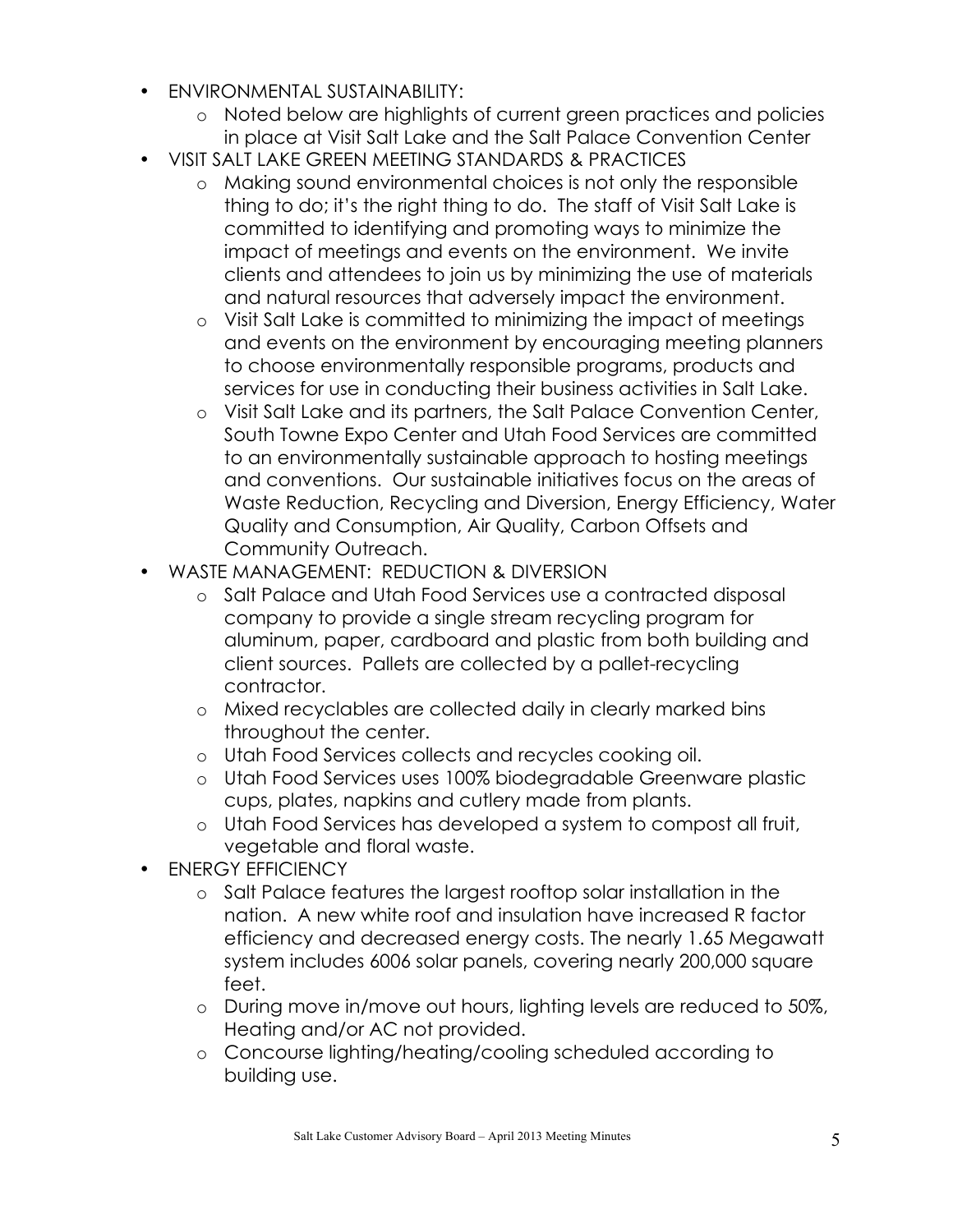- ENVIRONMENTAL SUSTAINABILITY:
  - Noted below are highlights of current green practices and policies in place at Visit Salt Lake and the Salt Palace Convention Center
- VISIT SALT LAKE GREEN MEETING STANDARDS & PRACTICES
  - Making sound environmental choices is not only the responsible thing to do; it's the right thing to do. The staff of Visit Salt Lake is committed to identifying and promoting ways to minimize the impact of meetings and events on the environment. We invite clients and attendees to join us by minimizing the use of materials and natural resources that adversely impact the environment.
  - Visit Salt Lake is committed to minimizing the impact of meetings and events on the environment by encouraging meeting planners to choose environmentally responsible programs, products and services for use in conducting their business activities in Salt Lake.
  - Visit Salt Lake and its partners, the Salt Palace Convention Center, South Towne Expo Center and Utah Food Services are committed to an environmentally sustainable approach to hosting meetings and conventions. Our sustainable initiatives focus on the areas of Waste Reduction, Recycling and Diversion, Energy Efficiency, Water Quality and Consumption, Air Quality, Carbon Offsets and Community Outreach.
- WASTE MANAGEMENT: REDUCTION & DIVERSION
  - Salt Palace and Utah Food Services use a contracted disposal company to provide a single stream recycling program for aluminum, paper, cardboard and plastic from both building and client sources. Pallets are collected by a pallet-recycling contractor.
  - Mixed recyclables are collected daily in clearly marked bins throughout the center.
  - Utah Food Services collects and recycles cooking oil.
  - Utah Food Services uses 100% biodegradable Greenware plastic cups, plates, napkins and cutlery made from plants.
  - Utah Food Services has developed a system to compost all fruit, vegetable and floral waste.
- ENERGY EFFICIENCY
  - Salt Palace features the largest rooftop solar installation in the nation. A new white roof and insulation have increased R factor efficiency and decreased energy costs. The nearly 1.65 Megawatt system includes 6006 solar panels, covering nearly 200,000 square feet.
  - During move in/move out hours, lighting levels are reduced to 50%, Heating and/or AC not provided.
  - Concourse lighting/heating/cooling scheduled according to building use.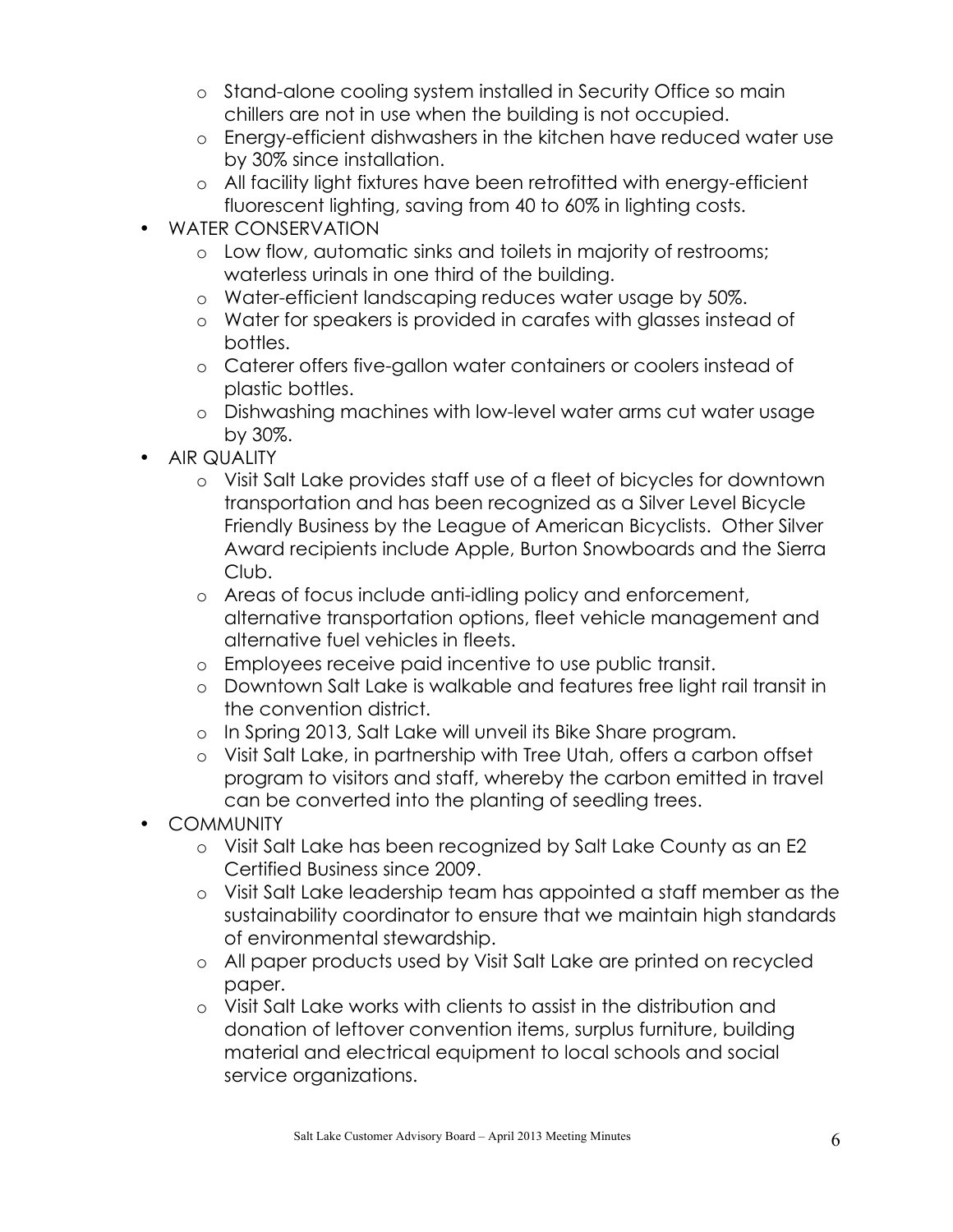- Stand-alone cooling system installed in Security Office so main chillers are not in use when the building is not occupied.
  - Energy-efficient dishwashers in the kitchen have reduced water use by 30% since installation.
  - All facility light fixtures have been retrofitted with energy-efficient fluorescent lighting, saving from 40 to 60% in lighting costs.
- WATER CONSERVATION
  - Low flow, automatic sinks and toilets in majority of restrooms; waterless urinals in one third of the building.
  - Water-efficient landscaping reduces water usage by 50%.
  - Water for speakers is provided in carafes with glasses instead of bottles.
  - Caterer offers five-gallon water containers or coolers instead of plastic bottles.
  - Dishwashing machines with low-level water arms cut water usage by 30%.
- AIR QUALITY
  - Visit Salt Lake provides staff use of a fleet of bicycles for downtown transportation and has been recognized as a Silver Level Bicycle Friendly Business by the League of American Bicyclists. Other Silver Award recipients include Apple, Burton Snowboards and the Sierra Club.
  - Areas of focus include anti-idling policy and enforcement, alternative transportation options, fleet vehicle management and alternative fuel vehicles in fleets.
  - Employees receive paid incentive to use public transit.
  - Downtown Salt Lake is walkable and features free light rail transit in the convention district.
  - In Spring 2013, Salt Lake will unveil its Bike Share program.
  - Visit Salt Lake, in partnership with Tree Utah, offers a carbon offset program to visitors and staff, whereby the carbon emitted in travel can be converted into the planting of seedling trees.
- COMMUNITY
  - Visit Salt Lake has been recognized by Salt Lake County as an E2 Certified Business since 2009.
  - Visit Salt Lake leadership team has appointed a staff member as the sustainability coordinator to ensure that we maintain high standards of environmental stewardship.
  - All paper products used by Visit Salt Lake are printed on recycled paper.
  - Visit Salt Lake works with clients to assist in the distribution and donation of leftover convention items, surplus furniture, building material and electrical equipment to local schools and social service organizations.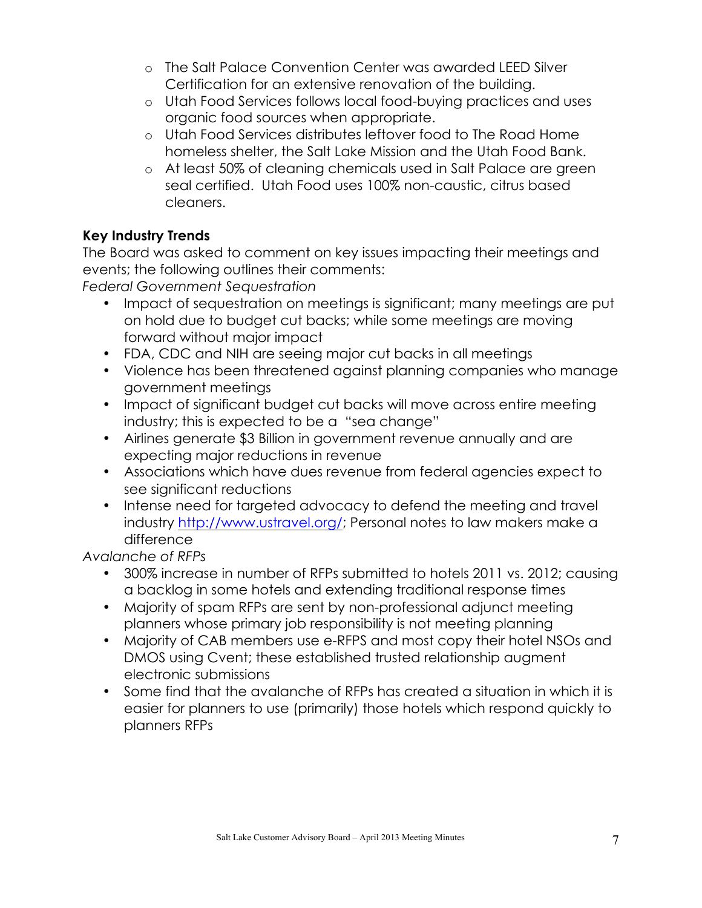- The Salt Palace Convention Center was awarded LEED Silver Certification for an extensive renovation of the building.
- Utah Food Services follows local food-buying practices and uses organic food sources when appropriate.
- Utah Food Services distributes leftover food to The Road Home homeless shelter, the Salt Lake Mission and the Utah Food Bank.
- At least 50% of cleaning chemicals used in Salt Palace are green seal certified. Utah Food uses 100% non-caustic, citrus based cleaners.

**Key Industry Trends**

The Board was asked to comment on key issues impacting their meetings and events; the following outlines their comments:

*Federal Government Sequestration*

- Impact of sequestration on meetings is significant; many meetings are put on hold due to budget cut backs; while some meetings are moving forward without major impact
- FDA, CDC and NIH are seeing major cut backs in all meetings
- Violence has been threatened against planning companies who manage government meetings
- Impact of significant budget cut backs will move across entire meeting industry; this is expected to be a "sea change"
- Airlines generate $3 Billion in government revenue annually and are expecting major reductions in revenue
- Associations which have dues revenue from federal agencies expect to see significant reductions
- Intense need for targeted advocacy to defend the meeting and travel industry http://www.ustravel.org/; Personal notes to law makers make a difference

*Avalanche of RFPs*

- 300% increase in number of RFPs submitted to hotels 2011 vs. 2012; causing a backlog in some hotels and extending traditional response times
- Majority of spam RFPs are sent by non-professional adjunct meeting planners whose primary job responsibility is not meeting planning
- Majority of CAB members use e-RFPS and most copy their hotel NSOs and DMOS using Cvent; these established trusted relationship augment electronic submissions
- Some find that the avalanche of RFPs has created a situation in which it is easier for planners to use (primarily) those hotels which respond quickly to planners RFPs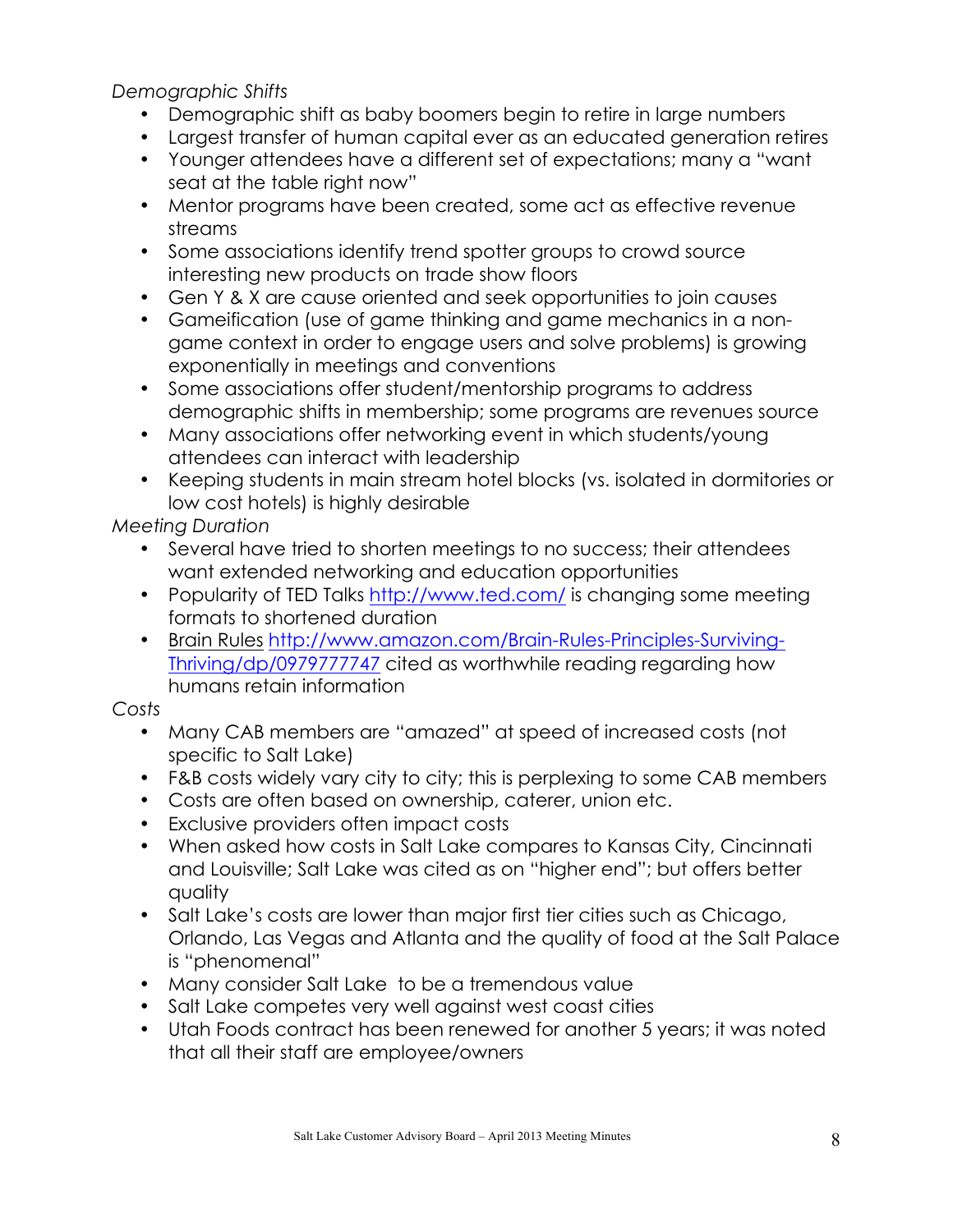*Demographic Shifts*

- Demographic shift as baby boomers begin to retire in large numbers
- Largest transfer of human capital ever as an educated generation retires
- Younger attendees have a different set of expectations; many a "want seat at the table right now"
- Mentor programs have been created, some act as effective revenue streams
- Some associations identify trend spotter groups to crowd source interesting new products on trade show floors
- Gen Y & X are cause oriented and seek opportunities to join causes
- Gameification (use of game thinking and game mechanics in a non-game context in order to engage users and solve problems) is growing exponentially in meetings and conventions
- Some associations offer student/mentorship programs to address demographic shifts in membership; some programs are revenues source
- Many associations offer networking event in which students/young attendees can interact with leadership
- Keeping students in main stream hotel blocks (vs. isolated in dormitories or low cost hotels) is highly desirable

*Meeting Duration*

- Several have tried to shorten meetings to no success; their attendees want extended networking and education opportunities
- Popularity of TED Talks http://www.ted.com/ is changing some meeting formats to shortened duration
- Brain Rules http://www.amazon.com/Brain-Rules-Principles-Surviving-Thriving/dp/0979777747 cited as worthwhile reading regarding how humans retain information

*Costs*

- Many CAB members are "amazed" at speed of increased costs (not specific to Salt Lake)
- F&B costs widely vary city to city; this is perplexing to some CAB members
- Costs are often based on ownership, caterer, union etc.
- Exclusive providers often impact costs
- When asked how costs in Salt Lake compares to Kansas City, Cincinnati and Louisville; Salt Lake was cited as on "higher end"; but offers better quality
- Salt Lake's costs are lower than major first tier cities such as Chicago, Orlando, Las Vegas and Atlanta and the quality of food at the Salt Palace is "phenomenal"
- Many consider Salt Lake to be a tremendous value
- Salt Lake competes very well against west coast cities
- Utah Foods contract has been renewed for another 5 years; it was noted that all their staff are employee/owners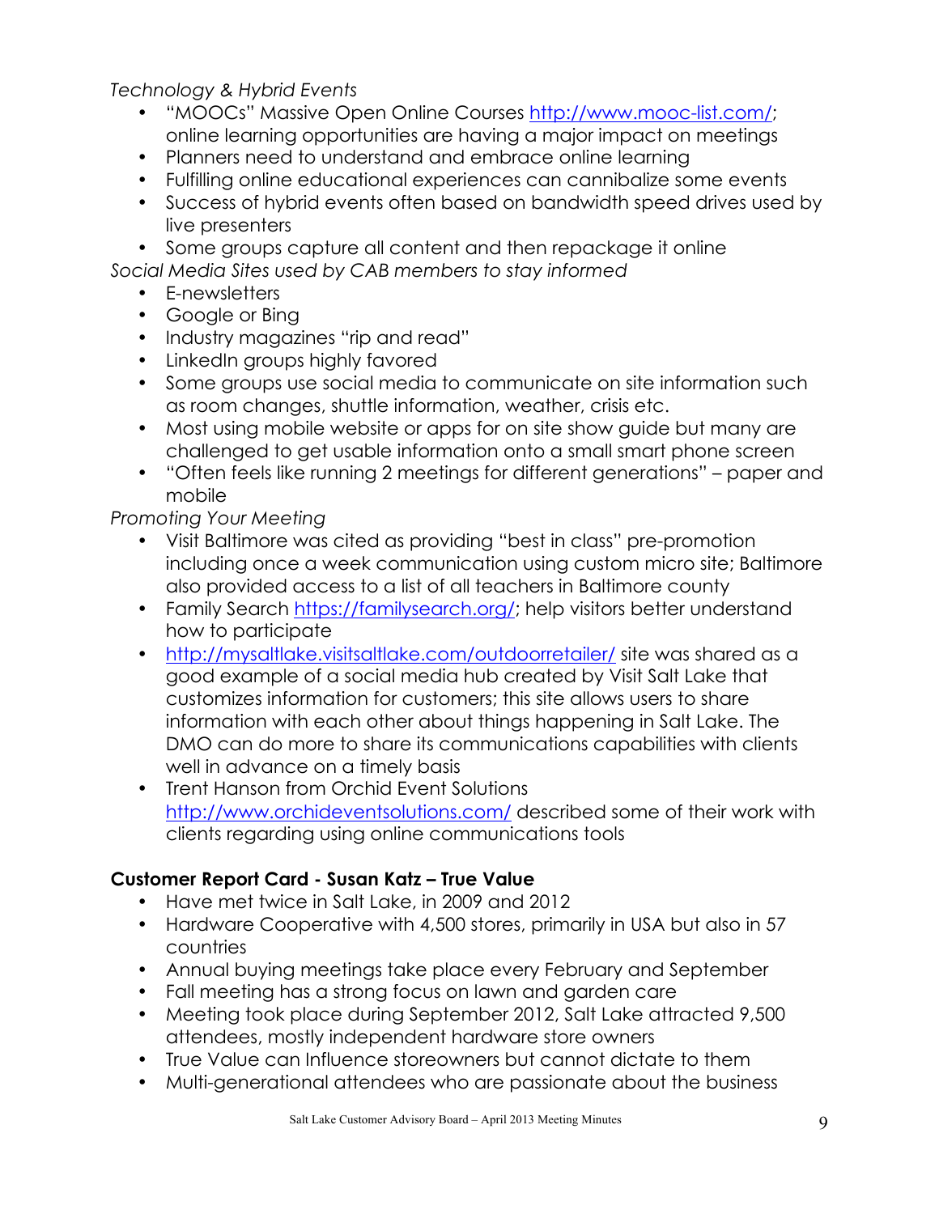*Technology & Hybrid Events*

- "MOOCs" Massive Open Online Courses http://www.mooc-list.com/; online learning opportunities are having a major impact on meetings
- Planners need to understand and embrace online learning
- Fulfilling online educational experiences can cannibalize some events
- Success of hybrid events often based on bandwidth speed drives used by live presenters
- Some groups capture all content and then repackage it online

*Social Media Sites used by CAB members to stay informed*

- E-newsletters
- Google or Bing
- Industry magazines "rip and read"
- LinkedIn groups highly favored
- Some groups use social media to communicate on site information such as room changes, shuttle information, weather, crisis etc.
- Most using mobile website or apps for on site show guide but many are challenged to get usable information onto a small smart phone screen
- "Often feels like running 2 meetings for different generations" – paper and mobile

*Promoting Your Meeting*

- Visit Baltimore was cited as providing "best in class" pre-promotion including once a week communication using custom micro site; Baltimore also provided access to a list of all teachers in Baltimore county
- Family Search https://familysearch.org/; help visitors better understand how to participate
- http://mysaltlake.visitsaltlake.com/outdoorretailer/ site was shared as a good example of a social media hub created by Visit Salt Lake that customizes information for customers; this site allows users to share information with each other about things happening in Salt Lake. The DMO can do more to share its communications capabilities with clients well in advance on a timely basis
- Trent Hanson from Orchid Event Solutions http://www.orchideventsolutions.com/ described some of their work with clients regarding using online communications tools

**Customer Report Card - Susan Katz – True Value**

- Have met twice in Salt Lake, in 2009 and 2012
- Hardware Cooperative with 4,500 stores, primarily in USA but also in 57 countries
- Annual buying meetings take place every February and September
- Fall meeting has a strong focus on lawn and garden care
- Meeting took place during September 2012, Salt Lake attracted 9,500 attendees, mostly independent hardware store owners
- True Value can Influence storeowners but cannot dictate to them
- Multi-generational attendees who are passionate about the business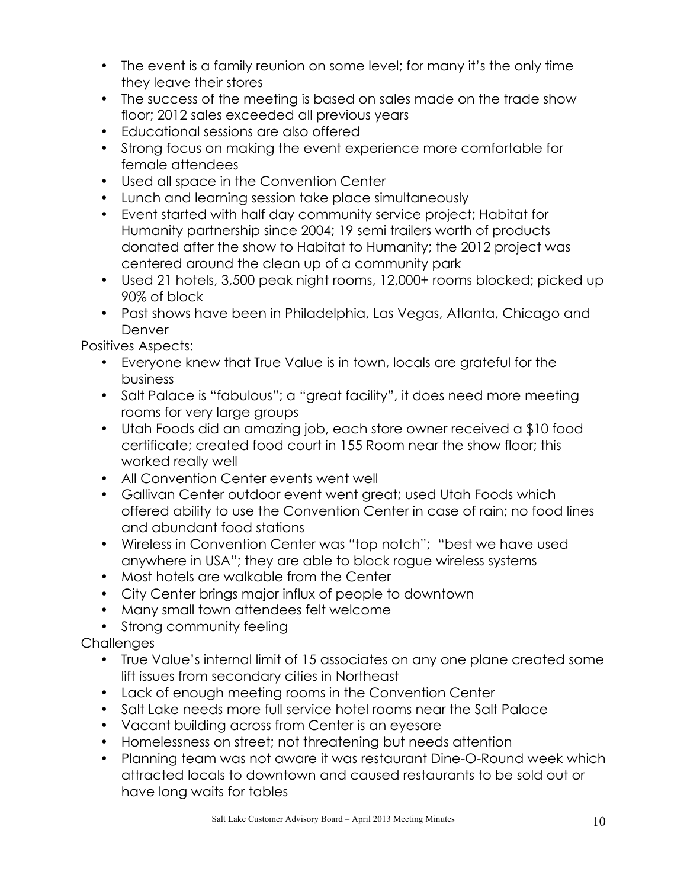- The event is a family reunion on some level; for many it's the only time they leave their stores
- The success of the meeting is based on sales made on the trade show floor; 2012 sales exceeded all previous years
- Educational sessions are also offered
- Strong focus on making the event experience more comfortable for female attendees
- Used all space in the Convention Center
- Lunch and learning session take place simultaneously
- Event started with half day community service project; Habitat for Humanity partnership since 2004; 19 semi trailers worth of products donated after the show to Habitat to Humanity; the 2012 project was centered around the clean up of a community park
- Used 21 hotels, 3,500 peak night rooms, 12,000+ rooms blocked; picked up 90% of block
- Past shows have been in Philadelphia, Las Vegas, Atlanta, Chicago and Denver

Positives Aspects:

- Everyone knew that True Value is in town, locals are grateful for the business
- Salt Palace is "fabulous"; a "great facility", it does need more meeting rooms for very large groups
- Utah Foods did an amazing job, each store owner received a $10 food certificate; created food court in 155 Room near the show floor; this worked really well
- All Convention Center events went well
- Gallivan Center outdoor event went great; used Utah Foods which offered ability to use the Convention Center in case of rain; no food lines and abundant food stations
- Wireless in Convention Center was "top notch"; "best we have used anywhere in USA"; they are able to block rogue wireless systems
- Most hotels are walkable from the Center
- City Center brings major influx of people to downtown
- Many small town attendees felt welcome
- Strong community feeling

Challenges

- True Value's internal limit of 15 associates on any one plane created some lift issues from secondary cities in Northeast
- Lack of enough meeting rooms in the Convention Center
- Salt Lake needs more full service hotel rooms near the Salt Palace
- Vacant building across from Center is an eyesore
- Homelessness on street; not threatening but needs attention
- Planning team was not aware it was restaurant Dine-O-Round week which attracted locals to downtown and caused restaurants to be sold out or have long waits for tables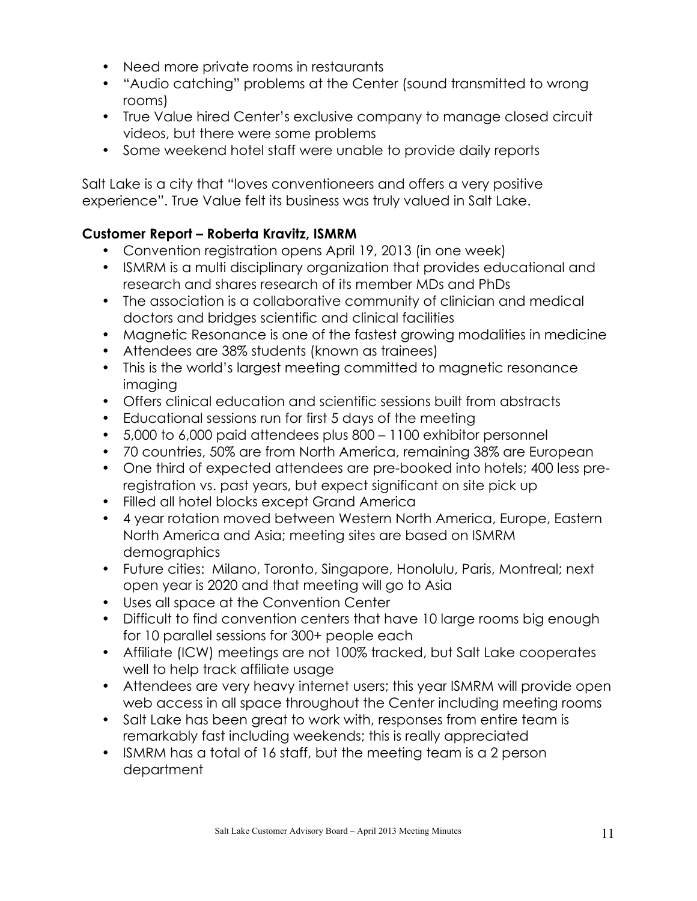- Need more private rooms in restaurants
- "Audio catching" problems at the Center (sound transmitted to wrong rooms)
- True Value hired Center's exclusive company to manage closed circuit videos, but there were some problems
- Some weekend hotel staff were unable to provide daily reports

Salt Lake is a city that "loves conventioneers and offers a very positive experience". True Value felt its business was truly valued in Salt Lake.

**Customer Report – Roberta Kravitz, ISMRM**

- Convention registration opens April 19, 2013 (in one week)
- ISMRM is a multi disciplinary organization that provides educational and research and shares research of its member MDs and PhDs
- The association is a collaborative community of clinician and medical doctors and bridges scientific and clinical facilities
- Magnetic Resonance is one of the fastest growing modalities in medicine
- Attendees are 38% students (known as trainees)
- This is the world's largest meeting committed to magnetic resonance imaging
- Offers clinical education and scientific sessions built from abstracts
- Educational sessions run for first 5 days of the meeting
- 5,000 to 6,000 paid attendees plus 800 – 1100 exhibitor personnel
- 70 countries, 50% are from North America, remaining 38% are European
- One third of expected attendees are pre-booked into hotels; 400 less pre-registration vs. past years, but expect significant on site pick up
- Filled all hotel blocks except Grand America
- 4 year rotation moved between Western North America, Europe, Eastern North America and Asia; meeting sites are based on ISMRM demographics
- Future cities: Milano, Toronto, Singapore, Honolulu, Paris, Montreal; next open year is 2020 and that meeting will go to Asia
- Uses all space at the Convention Center
- Difficult to find convention centers that have 10 large rooms big enough for 10 parallel sessions for 300+ people each
- Affiliate (ICW) meetings are not 100% tracked, but Salt Lake cooperates well to help track affiliate usage
- Attendees are very heavy internet users; this year ISMRM will provide open web access in all space throughout the Center including meeting rooms
- Salt Lake has been great to work with, responses from entire team is remarkably fast including weekends; this is really appreciated
- ISMRM has a total of 16 staff, but the meeting team is a 2 person department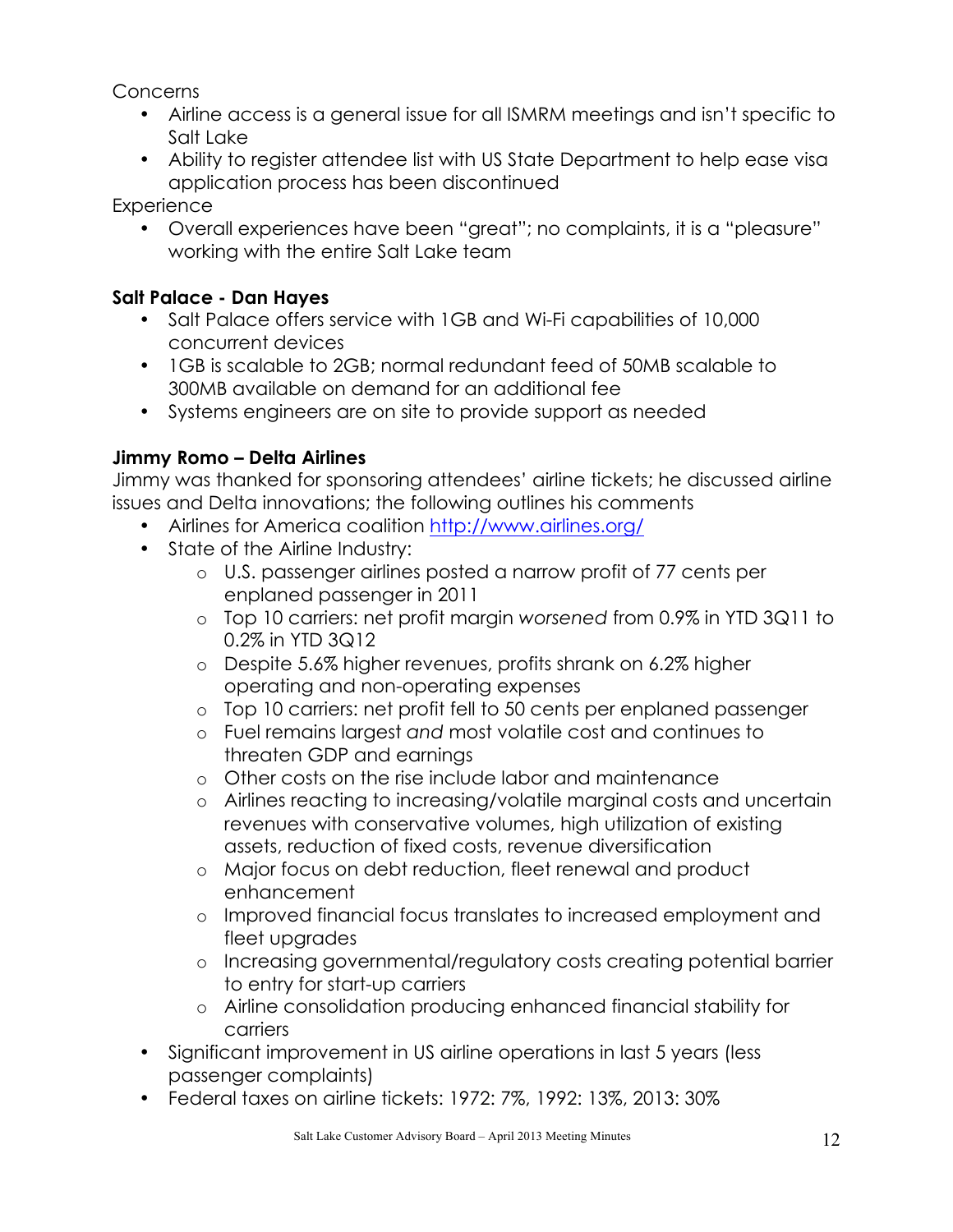Concerns

- Airline access is a general issue for all ISMRM meetings and isn't specific to Salt Lake
- Ability to register attendee list with US State Department to help ease visa application process has been discontinued

Experience

- Overall experiences have been "great"; no complaints, it is a "pleasure" working with the entire Salt Lake team

**Salt Palace - Dan Hayes**

- Salt Palace offers service with 1GB and Wi-Fi capabilities of 10,000 concurrent devices
- 1GB is scalable to 2GB; normal redundant feed of 50MB scalable to 300MB available on demand for an additional fee
- Systems engineers are on site to provide support as needed

**Jimmy Romo – Delta Airlines**

Jimmy was thanked for sponsoring attendees' airline tickets; he discussed airline issues and Delta innovations; the following outlines his comments

- Airlines for America coalition http://www.airlines.org/
- State of the Airline Industry:
  - U.S. passenger airlines posted a narrow profit of 77 cents per enplaned passenger in 2011
  - Top 10 carriers: net profit margin *worsened* from 0.9% in YTD 3Q11 to 0.2% in YTD 3Q12
  - Despite 5.6% higher revenues, profits shrank on 6.2% higher operating and non-operating expenses
  - Top 10 carriers: net profit fell to 50 cents per enplaned passenger
  - Fuel remains largest *and* most volatile cost and continues to threaten GDP and earnings
  - Other costs on the rise include labor and maintenance
  - Airlines reacting to increasing/volatile marginal costs and uncertain revenues with conservative volumes, high utilization of existing assets, reduction of fixed costs, revenue diversification
  - Major focus on debt reduction, fleet renewal and product enhancement
  - Improved financial focus translates to increased employment and fleet upgrades
  - Increasing governmental/regulatory costs creating potential barrier to entry for start-up carriers
  - Airline consolidation producing enhanced financial stability for carriers
- Significant improvement in US airline operations in last 5 years (less passenger complaints)
- Federal taxes on airline tickets: 1972: 7%, 1992: 13%, 2013: 30%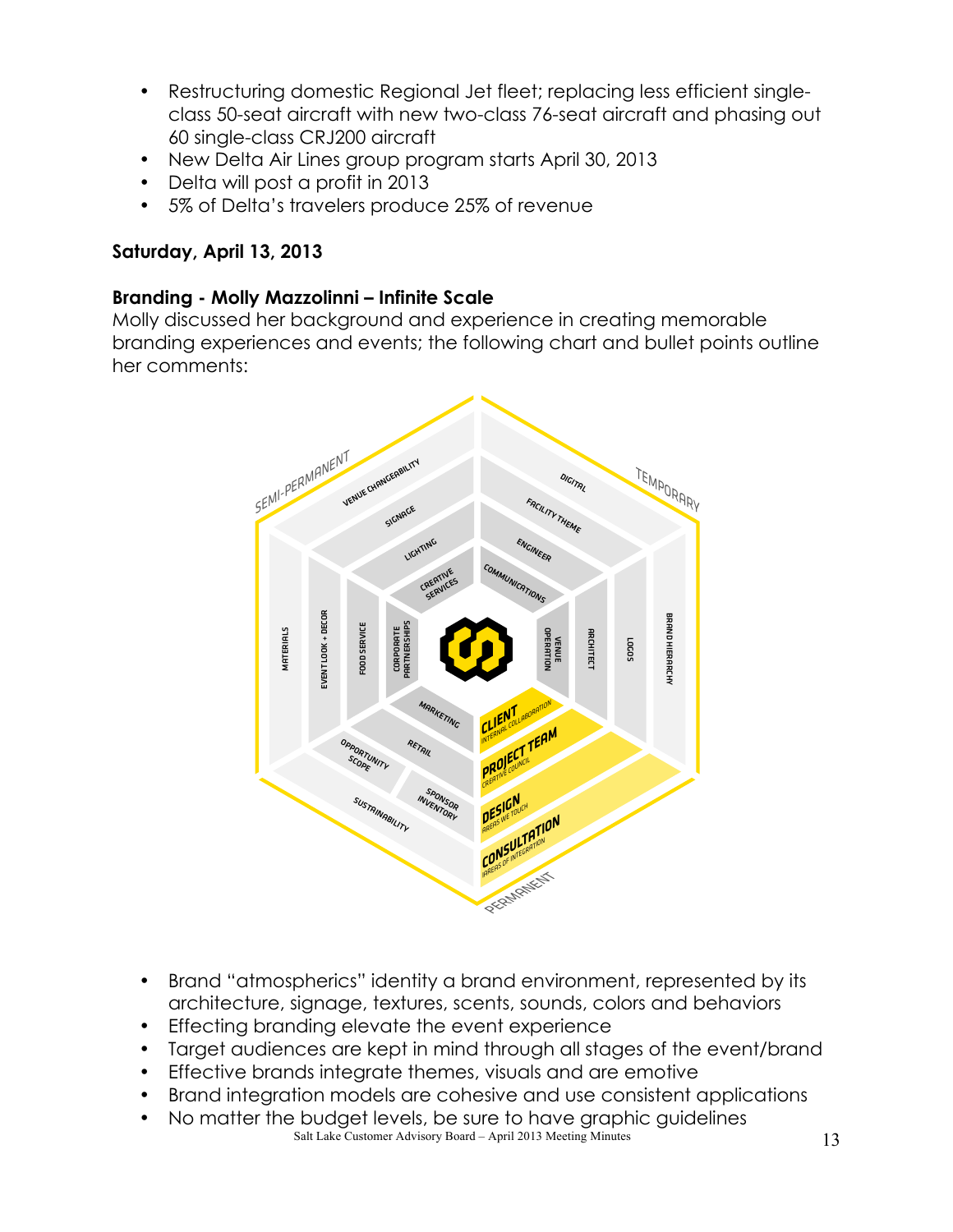- Restructuring domestic Regional Jet fleet; replacing less efficient single-class 50-seat aircraft with new two-class 76-seat aircraft and phasing out 60 single-class CRJ200 aircraft
- New Delta Air Lines group program starts April 30, 2013
- Delta will post a profit in 2013
- 5% of Delta's travelers produce 25% of revenue

**Saturday, April 13, 2013**

**Branding - Molly Mazzolinni – Infinite Scale**

Molly discussed her background and experience in creating memorable branding experiences and events; the following chart and bullet points outline her comments:

- Brand "atmospherics" identity a brand environment, represented by its architecture, signage, textures, scents, sounds, colors and behaviors
- Effecting branding elevate the event experience
- Target audiences are kept in mind through all stages of the event/brand
- Effective brands integrate themes, visuals and are emotive
- Brand integration models are cohesive and use consistent applications
- No matter the budget levels, be sure to have graphic guidelines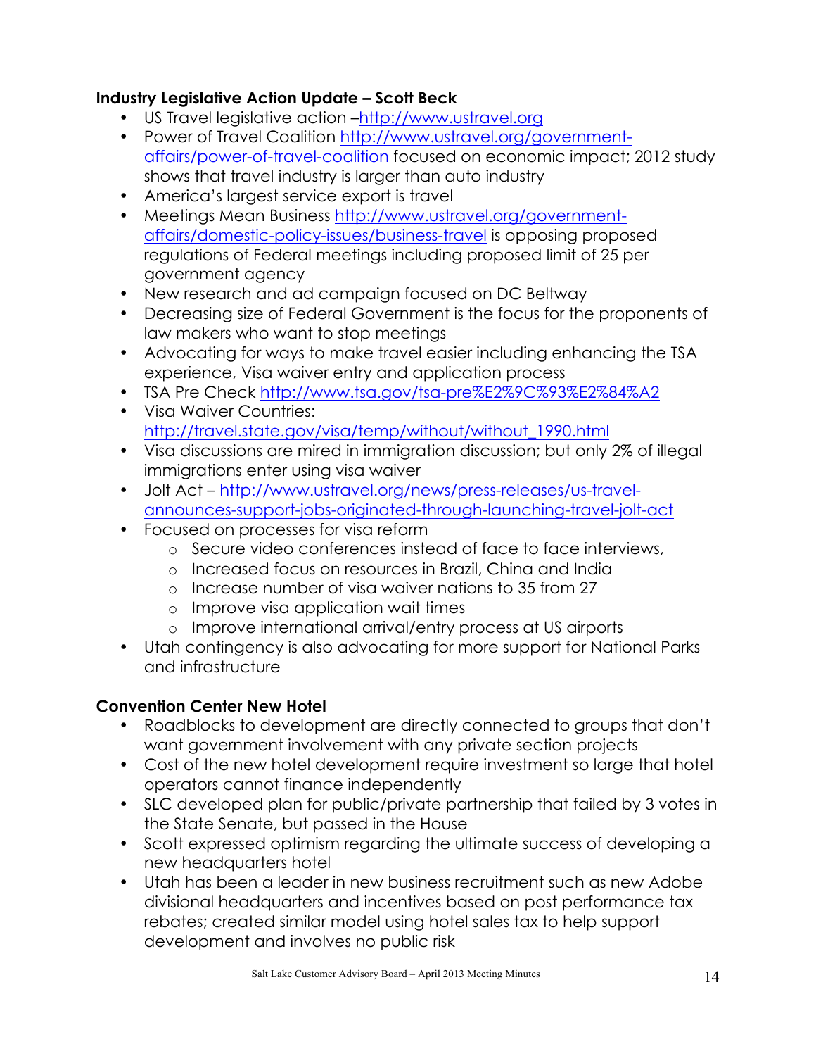**Industry Legislative Action Update – Scott Beck**

- US Travel legislative action –http://www.ustravel.org
- Power of Travel Coalition http://www.ustravel.org/government-affairs/power-of-travel-coalition focused on economic impact; 2012 study shows that travel industry is larger than auto industry
- America's largest service export is travel
- Meetings Mean Business http://www.ustravel.org/government-affairs/domestic-policy-issues/business-travel is opposing proposed regulations of Federal meetings including proposed limit of 25 per government agency
- New research and ad campaign focused on DC Beltway
- Decreasing size of Federal Government is the focus for the proponents of law makers who want to stop meetings
- Advocating for ways to make travel easier including enhancing the TSA experience, Visa waiver entry and application process
- TSA Pre Check http://www.tsa.gov/tsa-pre%E2%9C%93%E2%84%A2
- Visa Waiver Countries: http://travel.state.gov/visa/temp/without/without_1990.html
- Visa discussions are mired in immigration discussion; but only 2% of illegal immigrations enter using visa waiver
- Jolt Act – http://www.ustravel.org/news/press-releases/us-travel-announces-support-jobs-originated-through-launching-travel-jolt-act
- Focused on processes for visa reform
  - Secure video conferences instead of face to face interviews,
  - Increased focus on resources in Brazil, China and India
  - Increase number of visa waiver nations to 35 from 27
  - Improve visa application wait times
  - Improve international arrival/entry process at US airports
- Utah contingency is also advocating for more support for National Parks and infrastructure

**Convention Center New Hotel**

- Roadblocks to development are directly connected to groups that don't want government involvement with any private section projects
- Cost of the new hotel development require investment so large that hotel operators cannot finance independently
- SLC developed plan for public/private partnership that failed by 3 votes in the State Senate, but passed in the House
- Scott expressed optimism regarding the ultimate success of developing a new headquarters hotel
- Utah has been a leader in new business recruitment such as new Adobe divisional headquarters and incentives based on post performance tax rebates; created similar model using hotel sales tax to help support development and involves no public risk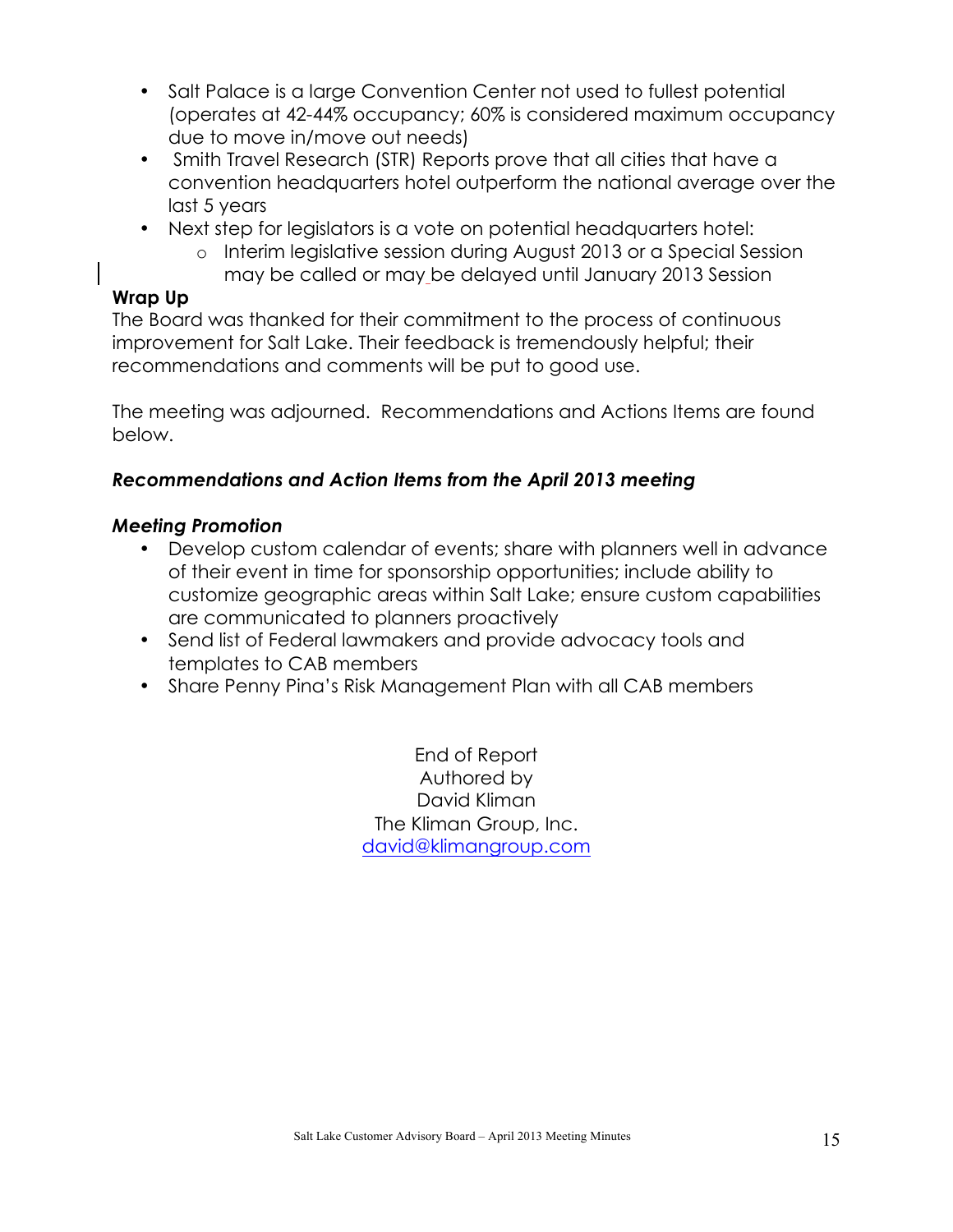- Salt Palace is a large Convention Center not used to fullest potential (operates at 42-44% occupancy; 60% is considered maximum occupancy due to move in/move out needs)
- Smith Travel Research (STR) Reports prove that all cities that have a convention headquarters hotel outperform the national average over the last 5 years
- Next step for legislators is a vote on potential headquarters hotel:
  - Interim legislative session during August 2013 or a Special Session may be called or may be delayed until January 2013 Session

**Wrap Up**

The Board was thanked for their commitment to the process of continuous improvement for Salt Lake. Their feedback is tremendously helpful; their recommendations and comments will be put to good use.

The meeting was adjourned. Recommendations and Actions Items are found below.

***Recommendations and Action Items from the April 2013 meeting***

***Meeting Promotion***

- Develop custom calendar of events; share with planners well in advance of their event in time for sponsorship opportunities; include ability to customize geographic areas within Salt Lake; ensure custom capabilities are communicated to planners proactively
- Send list of Federal lawmakers and provide advocacy tools and templates to CAB members
- Share Penny Pina's Risk Management Plan with all CAB members

End of Report
Authored by
David Kliman
The Kliman Group, Inc.
david@klimangroup.com